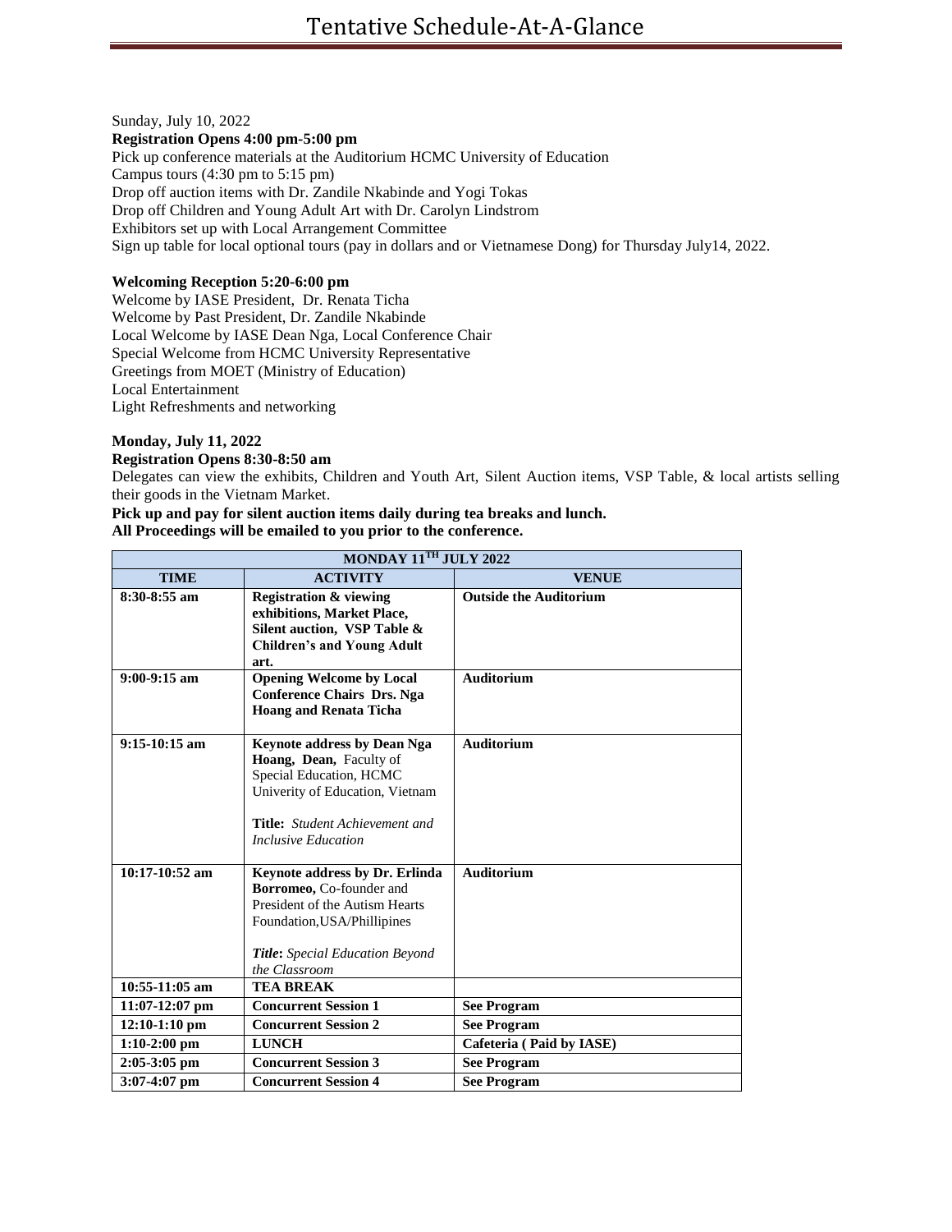Sunday, July 10, 2022

**Registration Opens 4:00 pm-5:00 pm**

Pick up conference materials at the Auditorium HCMC University of Education
Campus tours (4:30 pm to 5:15 pm)
Drop off auction items with Dr. Zandile Nkabinde and Yogi Tokas
Drop off Children and Young Adult Art with Dr. Carolyn Lindstrom
Exhibitors set up with Local Arrangement Committee
Sign up table for local optional tours (pay in dollars and or Vietnamese Dong) for Thursday July14, 2022.

**Welcoming Reception 5:20-6:00 pm**

Welcome by IASE President, Dr. Renata Ticha
Welcome by Past President, Dr. Zandile Nkabinde
Local Welcome by IASE Dean Nga, Local Conference Chair
Special Welcome from HCMC University Representative
Greetings from MOET (Ministry of Education)
Local Entertainment
Light Refreshments and networking

**Monday, July 11, 2022**

**Registration Opens 8:30-8:50 am**

Delegates can view the exhibits, Children and Youth Art, Silent Auction items, VSP Table, & local artists selling their goods in the Vietnam Market.

**Pick up and pay for silent auction items daily during tea breaks and lunch.**
**All Proceedings will be emailed to you prior to the conference.**

| **MONDAY 11TH JULY 2022** | | |
|---|---|---|
| **TIME** | **ACTIVITY** | **VENUE** |
| **8:30-8:55 am** | **Registration & viewing exhibitions, Market Place, Silent auction, VSP Table & Children's and Young Adult art.** | **Outside the Auditorium** |
| **9:00-9:15 am** | **Opening Welcome by Local Conference Chairs Drs. Nga Hoang and Renata Ticha** | **Auditorium** |
| **9:15-10:15 am** | **Keynote address by Dean Nga Hoang, Dean,** Faculty of Special Education, HCMC Univerity of Education, Vietnam<br><br>**Title:** *Student Achievement and Inclusive Education* | **Auditorium** |
| **10:17-10:52 am** | **Keynote address by Dr. Erlinda Borromeo,** Co-founder and President of the Autism Hearts Foundation,USA/Phillipines<br><br>***Title*:** *Special Education Beyond the Classroom* | **Auditorium** |
| **10:55-11:05 am** | **TEA BREAK** | |
| **11:07-12:07 pm** | **Concurrent Session 1** | **See Program** |
| **12:10-1:10 pm** | **Concurrent Session 2** | **See Program** |
| **1:10-2:00 pm** | **LUNCH** | **Cafeteria ( Paid by IASE)** |
| **2:05-3:05 pm** | **Concurrent Session 3** | **See Program** |
| **3:07-4:07 pm** | **Concurrent Session 4** | **See Program** |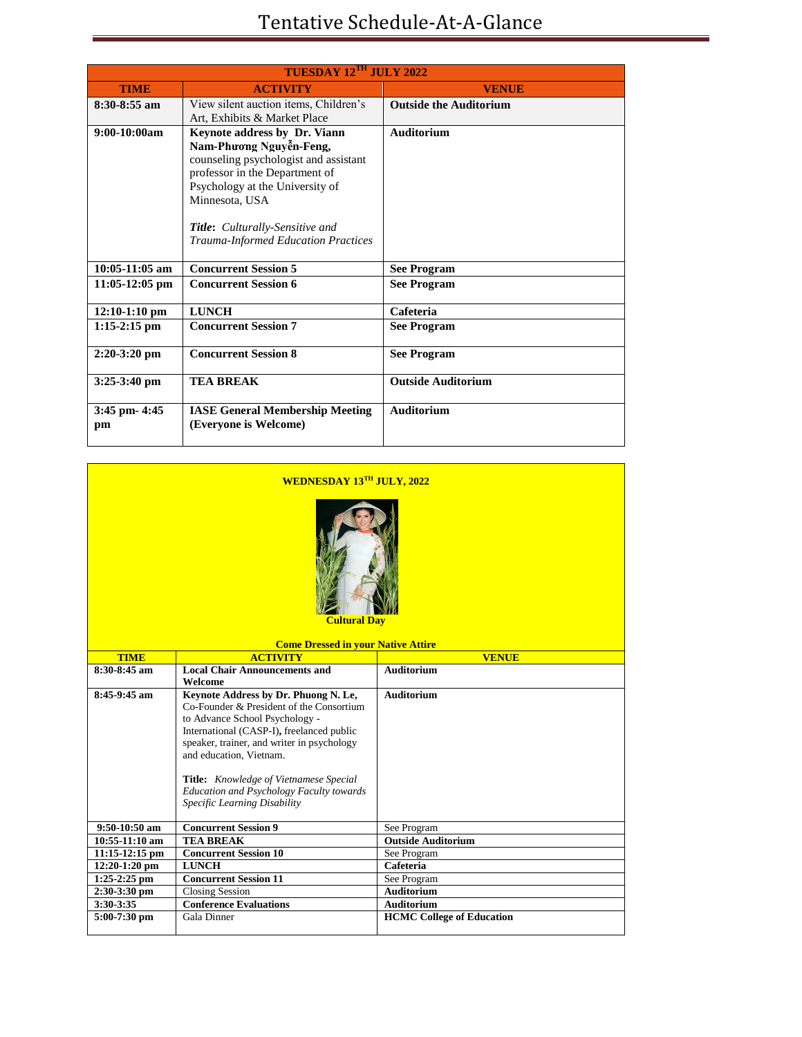# Tentative Schedule-At-A-Glance

| TUESDAY 12[TH] JULY 2022 | | |
|---|---|---|
| **TIME** | **ACTIVITY** | **VENUE** |
| **8:30-8:55 am** | View silent auction items, Children's Art, Exhibits & Market Place | **Outside the Auditorium** |
| **9:00-10:00am** | **Keynote address by Dr. Viann Nam-Phương Nguyễn-Feng,** counseling psychologist and assistant professor in the Department of Psychology at the University of Minnesota, USA<br><br>***Title*:** *Culturally-Sensitive and Trauma-Informed Education Practices* | **Auditorium** |
| **10:05-11:05 am** | **Concurrent Session 5** | **See Program** |
| **11:05-12:05 pm** | **Concurrent Session 6** | **See Program** |
| **12:10-1:10 pm** | **LUNCH** | **Cafeteria** |
| **1:15-2:15 pm** | **Concurrent Session 7** | **See Program** |
| **2:20-3:20 pm** | **Concurrent Session 8** | **See Program** |
| **3:25-3:40 pm** | **TEA BREAK** | **Outside Auditorium** |
| **3:45 pm- 4:45 pm** | **IASE General Membership Meeting (Everyone is Welcome)** | **Auditorium** |

**WEDNESDAY 13[TH] JULY, 2022**

**Cultural Day**

**Come Dressed in your Native Attire**

| **TIME** | **ACTIVITY** | **VENUE** |
|---|---|---|
| **8:30-8:45 am** | **Local Chair Announcements and Welcome** | **Auditorium** |
| **8:45-9:45 am** | **Keynote Address by Dr. Phuong N. Le,** Co-Founder & President of the Consortium to Advance School Psychology - International (CASP-I), freelanced public speaker, trainer, and writer in psychology and education, Vietnam.<br><br>**Title:** *Knowledge of Vietnamese Special Education and Psychology Faculty towards Specific Learning Disability* | **Auditorium** |
| **9:50-10:50 am** | **Concurrent Session 9** | See Program |
| **10:55-11:10 am** | **TEA BREAK** | **Outside Auditorium** |
| **11:15-12:15 pm** | **Concurrent Session 10** | See Program |
| **12:20-1:20 pm** | **LUNCH** | **Cafeteria** |
| **1:25-2:25 pm** | **Concurrent Session 11** | See Program |
| **2:30-3:30 pm** | Closing Session | **Auditorium** |
| **3:30-3:35** | **Conference Evaluations** | **Auditorium** |
| **5:00-7:30 pm** | Gala Dinner | **HCMC College of Education** |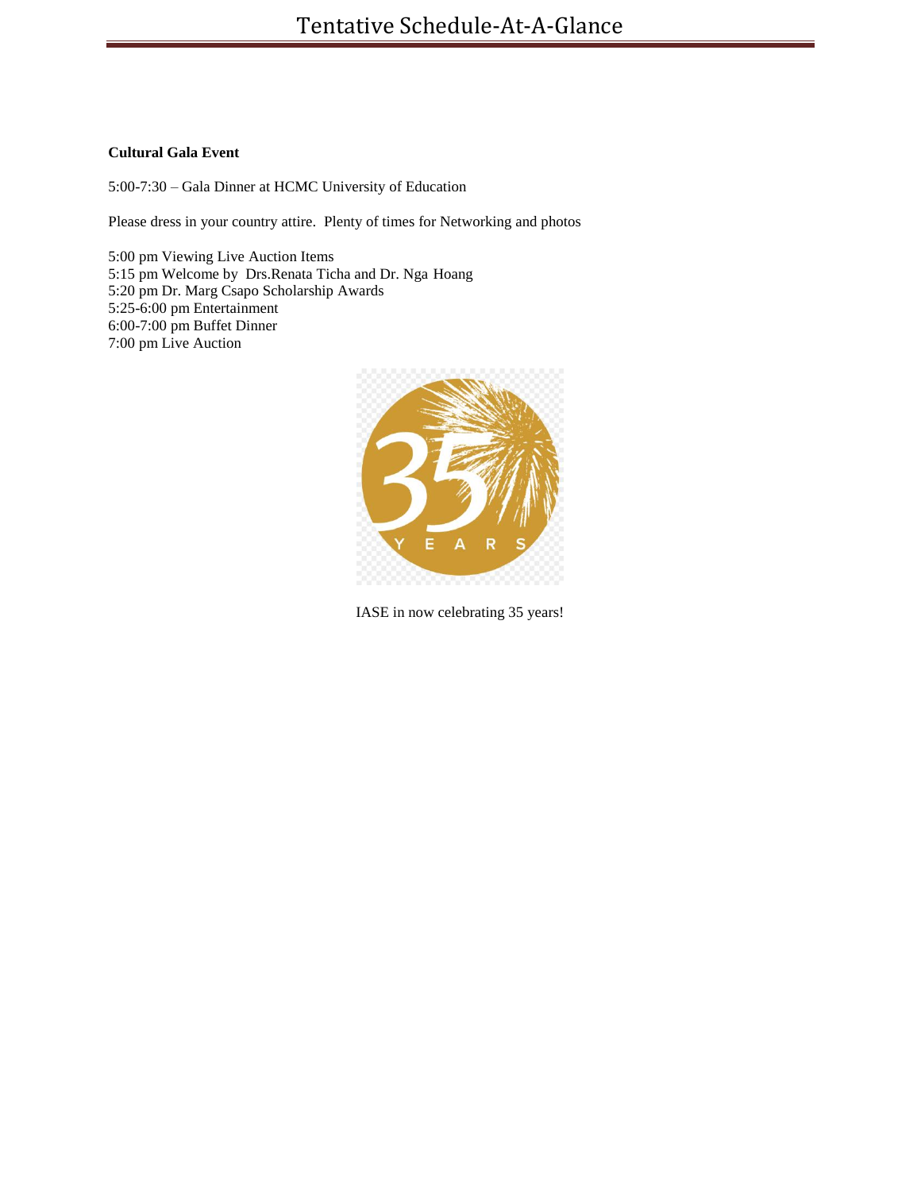**Cultural Gala Event**

5:00-7:30 – Gala Dinner at HCMC University of Education

Please dress in your country attire. Plenty of times for Networking and photos

5:00 pm Viewing Live Auction Items
5:15 pm Welcome by Drs.Renata Ticha and Dr. Nga Hoang
5:20 pm Dr. Marg Csapo Scholarship Awards
5:25-6:00 pm Entertainment
6:00-7:00 pm Buffet Dinner
7:00 pm Live Auction

IASE in now celebrating 35 years!